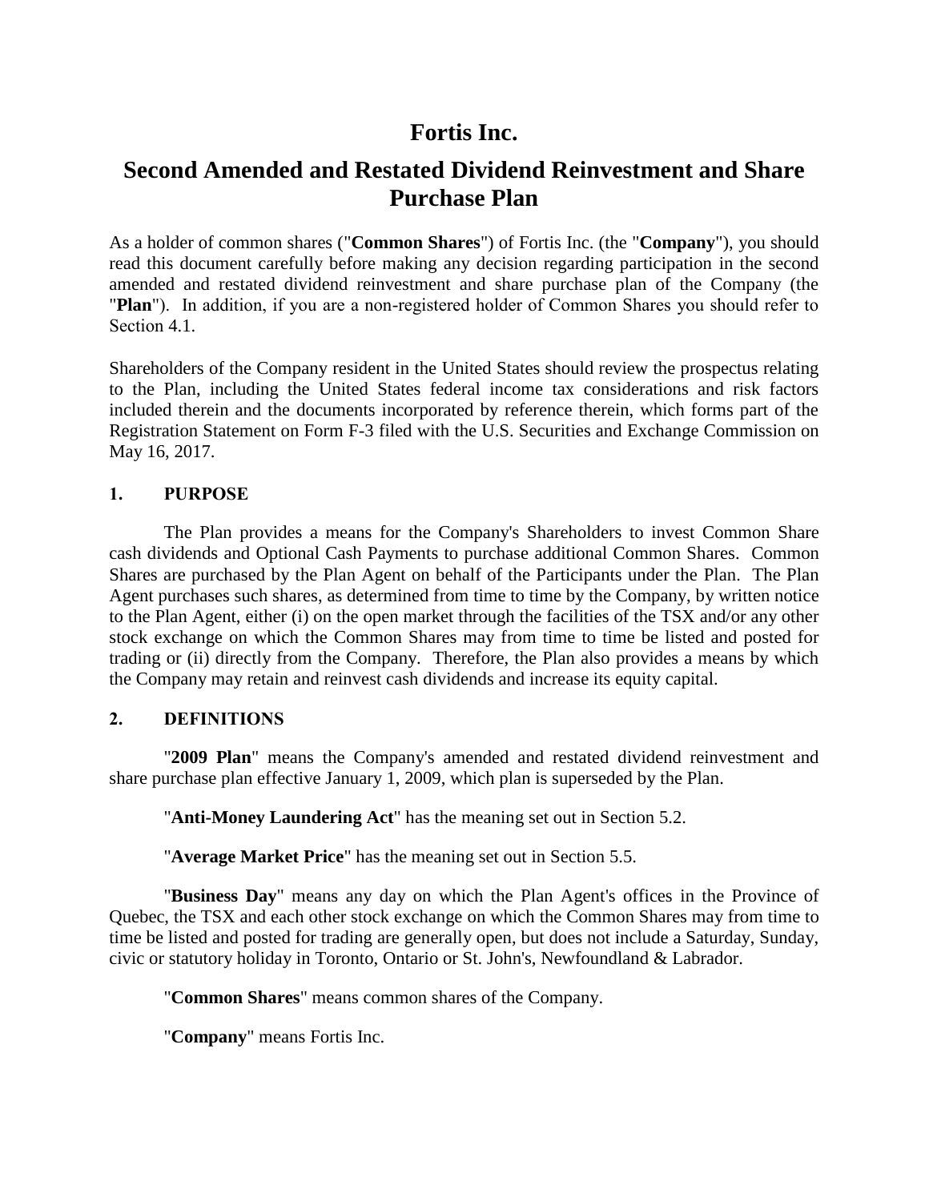# Fortis Inc.

## Second Amended and Restated Dividend Reinvestment and Share Purchase Plan

As a holder of common shares ("**Common Shares**") of Fortis Inc. (the "**Company**"), you should read this document carefully before making any decision regarding participation in the second amended and restated dividend reinvestment and share purchase plan of the Company (the "**Plan**"). In addition, if you are a non-registered holder of Common Shares you should refer to Section 4.1.

Shareholders of the Company resident in the United States should review the prospectus relating to the Plan, including the United States federal income tax considerations and risk factors included therein and the documents incorporated by reference therein, which forms part of the Registration Statement on Form F-3 filed with the U.S. Securities and Exchange Commission on May 16, 2017.

### 1. PURPOSE

The Plan provides a means for the Company's Shareholders to invest Common Share cash dividends and Optional Cash Payments to purchase additional Common Shares. Common Shares are purchased by the Plan Agent on behalf of the Participants under the Plan. The Plan Agent purchases such shares, as determined from time to time by the Company, by written notice to the Plan Agent, either (i) on the open market through the facilities of the TSX and/or any other stock exchange on which the Common Shares may from time to time be listed and posted for trading or (ii) directly from the Company. Therefore, the Plan also provides a means by which the Company may retain and reinvest cash dividends and increase its equity capital.

### 2. DEFINITIONS

"**2009 Plan**" means the Company's amended and restated dividend reinvestment and share purchase plan effective January 1, 2009, which plan is superseded by the Plan.

"**Anti-Money Laundering Act**" has the meaning set out in Section 5.2.

"**Average Market Price**" has the meaning set out in Section 5.5.

"**Business Day**" means any day on which the Plan Agent's offices in the Province of Quebec, the TSX and each other stock exchange on which the Common Shares may from time to time be listed and posted for trading are generally open, but does not include a Saturday, Sunday, civic or statutory holiday in Toronto, Ontario or St. John's, Newfoundland & Labrador.

"**Common Shares**" means common shares of the Company.

"**Company**" means Fortis Inc.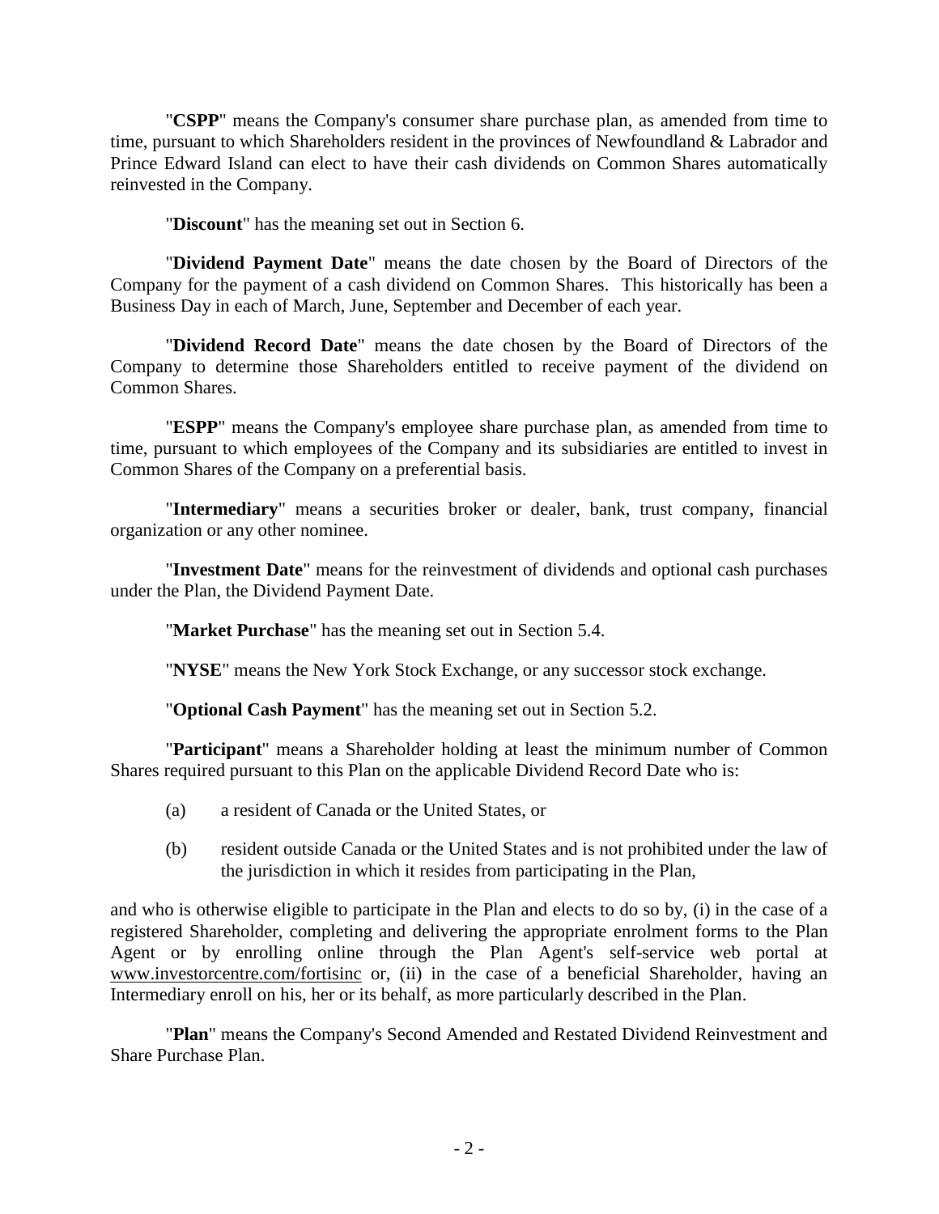"**CSPP**" means the Company's consumer share purchase plan, as amended from time to time, pursuant to which Shareholders resident in the provinces of Newfoundland & Labrador and Prince Edward Island can elect to have their cash dividends on Common Shares automatically reinvested in the Company.

"**Discount**" has the meaning set out in Section 6.

"**Dividend Payment Date**" means the date chosen by the Board of Directors of the Company for the payment of a cash dividend on Common Shares. This historically has been a Business Day in each of March, June, September and December of each year.

"**Dividend Record Date**" means the date chosen by the Board of Directors of the Company to determine those Shareholders entitled to receive payment of the dividend on Common Shares.

"**ESPP**" means the Company's employee share purchase plan, as amended from time to time, pursuant to which employees of the Company and its subsidiaries are entitled to invest in Common Shares of the Company on a preferential basis.

"**Intermediary**" means a securities broker or dealer, bank, trust company, financial organization or any other nominee.

"**Investment Date**" means for the reinvestment of dividends and optional cash purchases under the Plan, the Dividend Payment Date.

"**Market Purchase**" has the meaning set out in Section 5.4.

"**NYSE**" means the New York Stock Exchange, or any successor stock exchange.

"**Optional Cash Payment**" has the meaning set out in Section 5.2.

"**Participant**" means a Shareholder holding at least the minimum number of Common Shares required pursuant to this Plan on the applicable Dividend Record Date who is:

(a) a resident of Canada or the United States, or

(b) resident outside Canada or the United States and is not prohibited under the law of the jurisdiction in which it resides from participating in the Plan,

and who is otherwise eligible to participate in the Plan and elects to do so by, (i) in the case of a registered Shareholder, completing and delivering the appropriate enrolment forms to the Plan Agent or by enrolling online through the Plan Agent's self-service web portal at www.investorcentre.com/fortisinc or, (ii) in the case of a beneficial Shareholder, having an Intermediary enroll on his, her or its behalf, as more particularly described in the Plan.

"**Plan**" means the Company's Second Amended and Restated Dividend Reinvestment and Share Purchase Plan.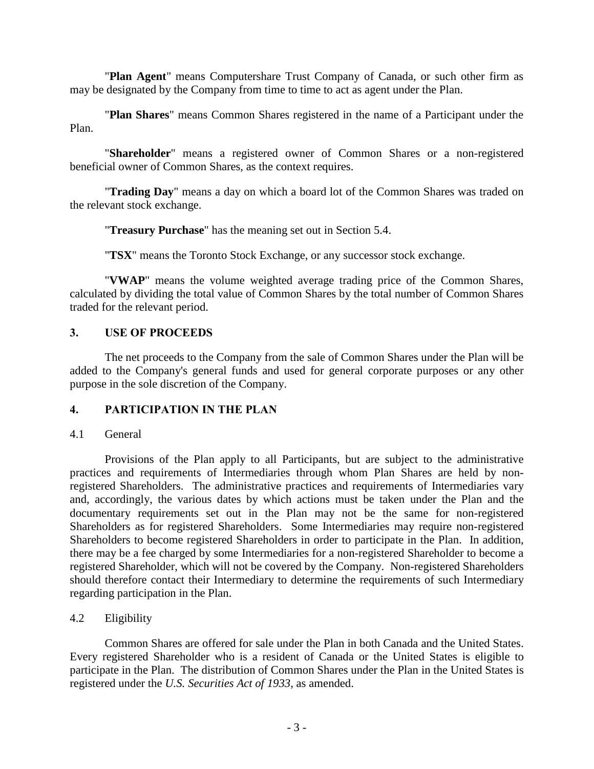"**Plan Agent**" means Computershare Trust Company of Canada, or such other firm as may be designated by the Company from time to time to act as agent under the Plan.

"**Plan Shares**" means Common Shares registered in the name of a Participant under the Plan.

"**Shareholder**" means a registered owner of Common Shares or a non-registered beneficial owner of Common Shares, as the context requires.

"**Trading Day**" means a day on which a board lot of the Common Shares was traded on the relevant stock exchange.

"**Treasury Purchase**" has the meaning set out in Section 5.4.

"**TSX**" means the Toronto Stock Exchange, or any successor stock exchange.

"**VWAP**" means the volume weighted average trading price of the Common Shares, calculated by dividing the total value of Common Shares by the total number of Common Shares traded for the relevant period.

## 3. USE OF PROCEEDS

The net proceeds to the Company from the sale of Common Shares under the Plan will be added to the Company's general funds and used for general corporate purposes or any other purpose in the sole discretion of the Company.

## 4. PARTICIPATION IN THE PLAN

### 4.1 General

Provisions of the Plan apply to all Participants, but are subject to the administrative practices and requirements of Intermediaries through whom Plan Shares are held by non-registered Shareholders. The administrative practices and requirements of Intermediaries vary and, accordingly, the various dates by which actions must be taken under the Plan and the documentary requirements set out in the Plan may not be the same for non-registered Shareholders as for registered Shareholders. Some Intermediaries may require non-registered Shareholders to become registered Shareholders in order to participate in the Plan. In addition, there may be a fee charged by some Intermediaries for a non-registered Shareholder to become a registered Shareholder, which will not be covered by the Company. Non-registered Shareholders should therefore contact their Intermediary to determine the requirements of such Intermediary regarding participation in the Plan.

### 4.2 Eligibility

Common Shares are offered for sale under the Plan in both Canada and the United States. Every registered Shareholder who is a resident of Canada or the United States is eligible to participate in the Plan. The distribution of Common Shares under the Plan in the United States is registered under the *U.S. Securities Act of 1933*, as amended.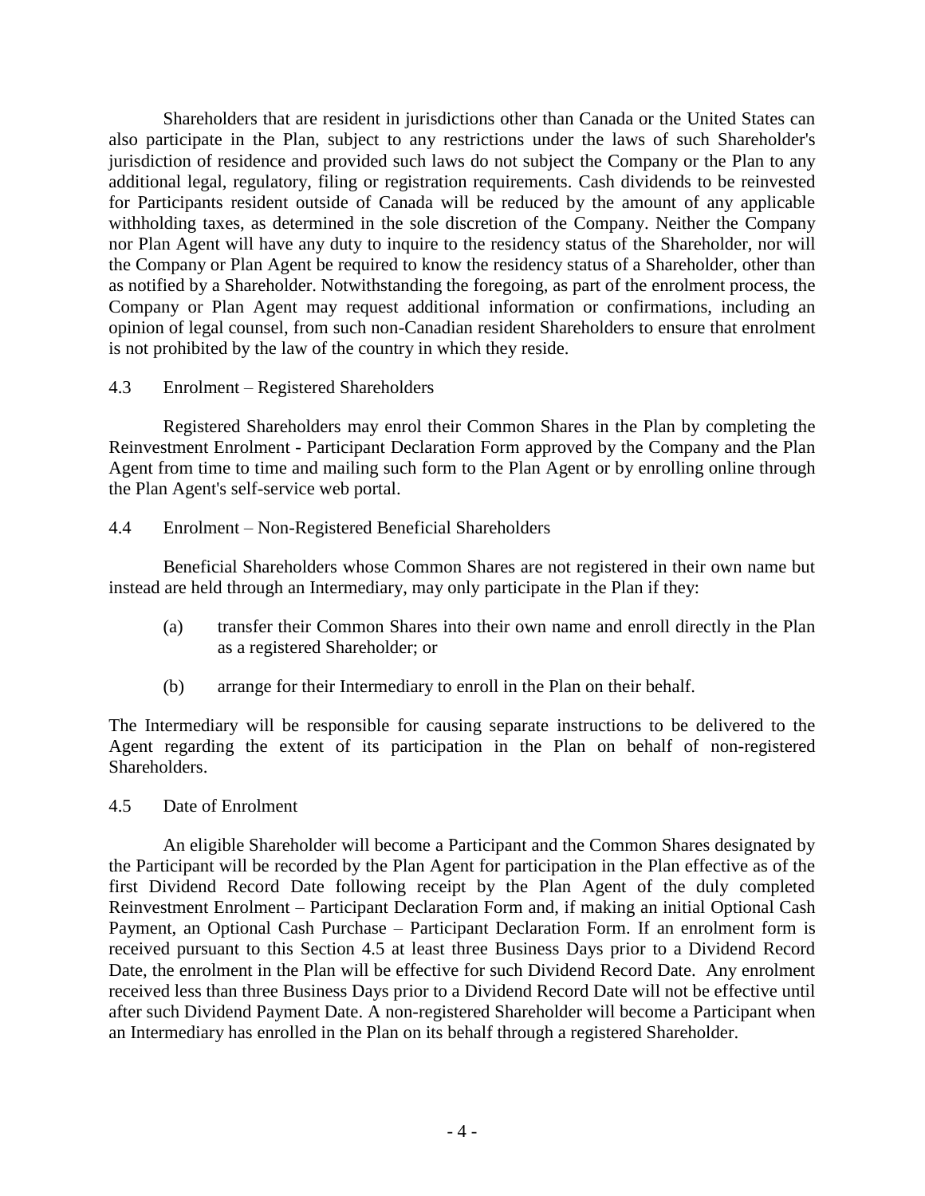Shareholders that are resident in jurisdictions other than Canada or the United States can also participate in the Plan, subject to any restrictions under the laws of such Shareholder's jurisdiction of residence and provided such laws do not subject the Company or the Plan to any additional legal, regulatory, filing or registration requirements. Cash dividends to be reinvested for Participants resident outside of Canada will be reduced by the amount of any applicable withholding taxes, as determined in the sole discretion of the Company. Neither the Company nor Plan Agent will have any duty to inquire to the residency status of the Shareholder, nor will the Company or Plan Agent be required to know the residency status of a Shareholder, other than as notified by a Shareholder. Notwithstanding the foregoing, as part of the enrolment process, the Company or Plan Agent may request additional information or confirmations, including an opinion of legal counsel, from such non-Canadian resident Shareholders to ensure that enrolment is not prohibited by the law of the country in which they reside.

### 4.3 Enrolment – Registered Shareholders

Registered Shareholders may enrol their Common Shares in the Plan by completing the Reinvestment Enrolment - Participant Declaration Form approved by the Company and the Plan Agent from time to time and mailing such form to the Plan Agent or by enrolling online through the Plan Agent's self-service web portal.

### 4.4 Enrolment – Non-Registered Beneficial Shareholders

Beneficial Shareholders whose Common Shares are not registered in their own name but instead are held through an Intermediary, may only participate in the Plan if they:

(a) transfer their Common Shares into their own name and enroll directly in the Plan as a registered Shareholder; or

(b) arrange for their Intermediary to enroll in the Plan on their behalf.

The Intermediary will be responsible for causing separate instructions to be delivered to the Agent regarding the extent of its participation in the Plan on behalf of non-registered Shareholders.

### 4.5 Date of Enrolment

An eligible Shareholder will become a Participant and the Common Shares designated by the Participant will be recorded by the Plan Agent for participation in the Plan effective as of the first Dividend Record Date following receipt by the Plan Agent of the duly completed Reinvestment Enrolment – Participant Declaration Form and, if making an initial Optional Cash Payment, an Optional Cash Purchase – Participant Declaration Form. If an enrolment form is received pursuant to this Section 4.5 at least three Business Days prior to a Dividend Record Date, the enrolment in the Plan will be effective for such Dividend Record Date. Any enrolment received less than three Business Days prior to a Dividend Record Date will not be effective until after such Dividend Payment Date. A non-registered Shareholder will become a Participant when an Intermediary has enrolled in the Plan on its behalf through a registered Shareholder.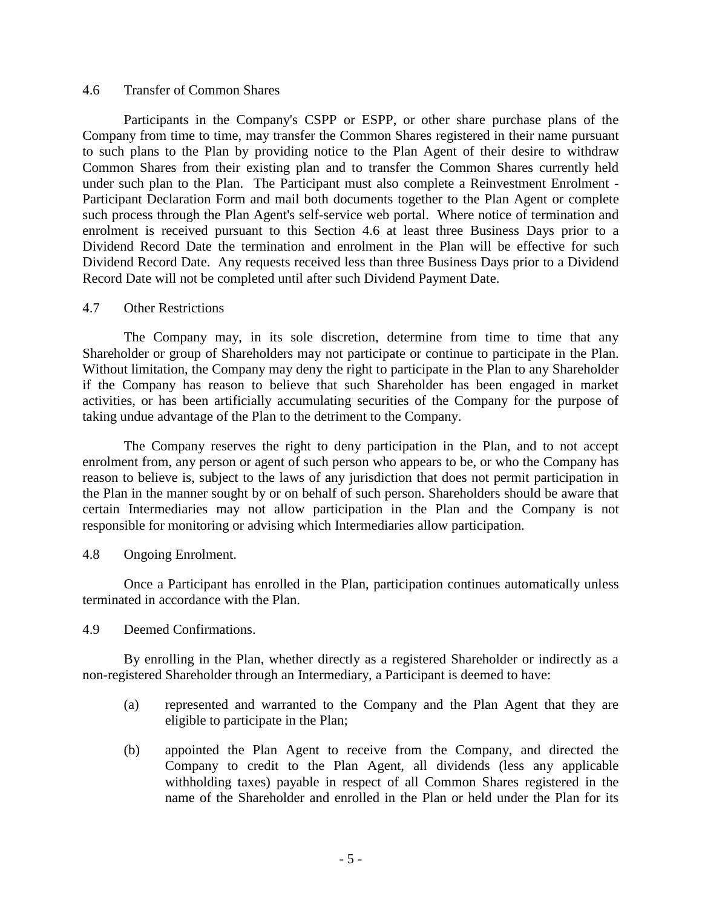4.6 Transfer of Common Shares

Participants in the Company's CSPP or ESPP, or other share purchase plans of the Company from time to time, may transfer the Common Shares registered in their name pursuant to such plans to the Plan by providing notice to the Plan Agent of their desire to withdraw Common Shares from their existing plan and to transfer the Common Shares currently held under such plan to the Plan. The Participant must also complete a Reinvestment Enrolment - Participant Declaration Form and mail both documents together to the Plan Agent or complete such process through the Plan Agent's self-service web portal. Where notice of termination and enrolment is received pursuant to this Section 4.6 at least three Business Days prior to a Dividend Record Date the termination and enrolment in the Plan will be effective for such Dividend Record Date. Any requests received less than three Business Days prior to a Dividend Record Date will not be completed until after such Dividend Payment Date.

4.7 Other Restrictions

The Company may, in its sole discretion, determine from time to time that any Shareholder or group of Shareholders may not participate or continue to participate in the Plan. Without limitation, the Company may deny the right to participate in the Plan to any Shareholder if the Company has reason to believe that such Shareholder has been engaged in market activities, or has been artificially accumulating securities of the Company for the purpose of taking undue advantage of the Plan to the detriment to the Company.

The Company reserves the right to deny participation in the Plan, and to not accept enrolment from, any person or agent of such person who appears to be, or who the Company has reason to believe is, subject to the laws of any jurisdiction that does not permit participation in the Plan in the manner sought by or on behalf of such person. Shareholders should be aware that certain Intermediaries may not allow participation in the Plan and the Company is not responsible for monitoring or advising which Intermediaries allow participation.

4.8 Ongoing Enrolment.

Once a Participant has enrolled in the Plan, participation continues automatically unless terminated in accordance with the Plan.

4.9 Deemed Confirmations.

By enrolling in the Plan, whether directly as a registered Shareholder or indirectly as a non-registered Shareholder through an Intermediary, a Participant is deemed to have:

(a) represented and warranted to the Company and the Plan Agent that they are eligible to participate in the Plan;

(b) appointed the Plan Agent to receive from the Company, and directed the Company to credit to the Plan Agent, all dividends (less any applicable withholding taxes) payable in respect of all Common Shares registered in the name of the Shareholder and enrolled in the Plan or held under the Plan for its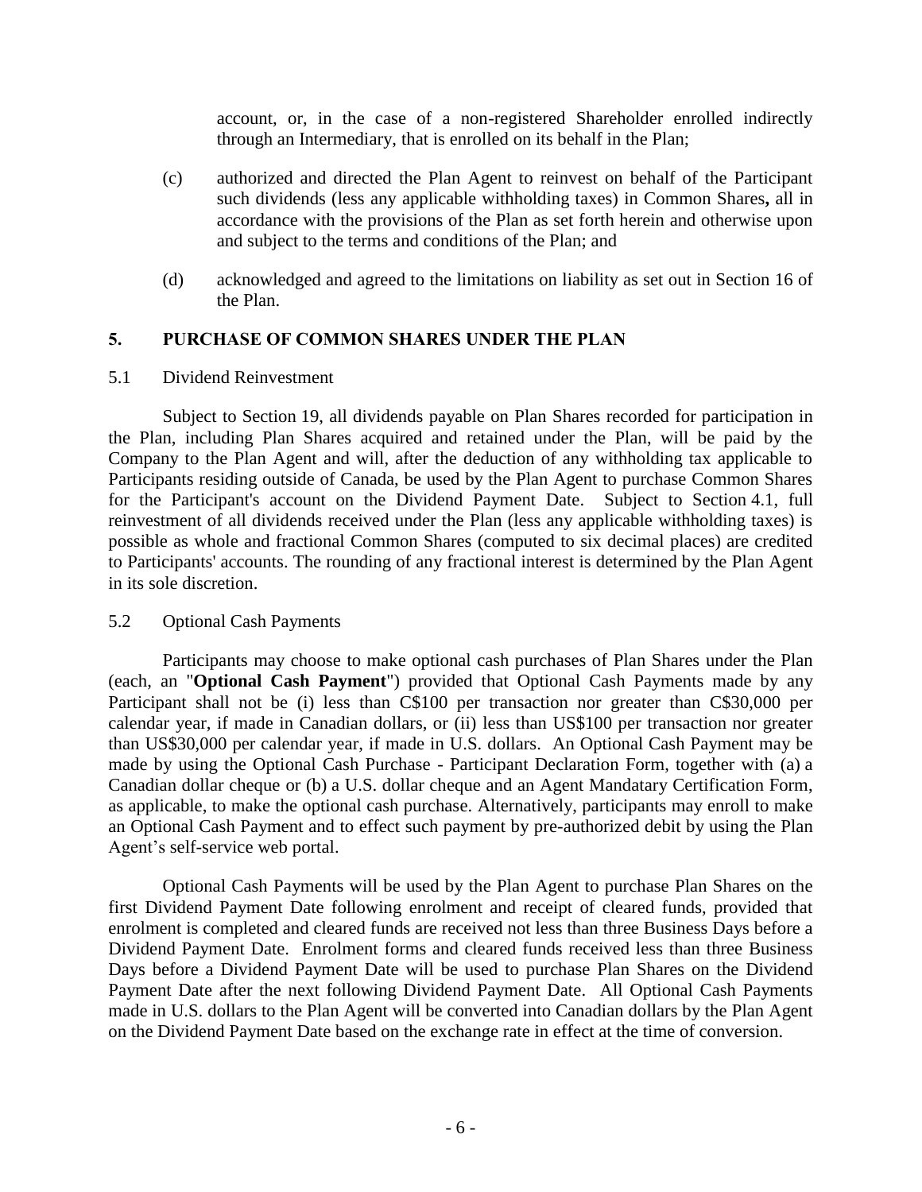account, or, in the case of a non-registered Shareholder enrolled indirectly through an Intermediary, that is enrolled on its behalf in the Plan;

(c) authorized and directed the Plan Agent to reinvest on behalf of the Participant such dividends (less any applicable withholding taxes) in Common Shares**,** all in accordance with the provisions of the Plan as set forth herein and otherwise upon and subject to the terms and conditions of the Plan; and

(d) acknowledged and agreed to the limitations on liability as set out in Section 16 of the Plan.

## 5. PURCHASE OF COMMON SHARES UNDER THE PLAN

### 5.1 Dividend Reinvestment

Subject to Section 19, all dividends payable on Plan Shares recorded for participation in the Plan, including Plan Shares acquired and retained under the Plan, will be paid by the Company to the Plan Agent and will, after the deduction of any withholding tax applicable to Participants residing outside of Canada, be used by the Plan Agent to purchase Common Shares for the Participant's account on the Dividend Payment Date. Subject to Section 4.1, full reinvestment of all dividends received under the Plan (less any applicable withholding taxes) is possible as whole and fractional Common Shares (computed to six decimal places) are credited to Participants' accounts. The rounding of any fractional interest is determined by the Plan Agent in its sole discretion.

### 5.2 Optional Cash Payments

Participants may choose to make optional cash purchases of Plan Shares under the Plan (each, an "**Optional Cash Payment**") provided that Optional Cash Payments made by any Participant shall not be (i) less than C$100 per transaction nor greater than C$30,000 per calendar year, if made in Canadian dollars, or (ii) less than US$100 per transaction nor greater than US$30,000 per calendar year, if made in U.S. dollars. An Optional Cash Payment may be made by using the Optional Cash Purchase - Participant Declaration Form, together with (a) a Canadian dollar cheque or (b) a U.S. dollar cheque and an Agent Mandatary Certification Form, as applicable, to make the optional cash purchase. Alternatively, participants may enroll to make an Optional Cash Payment and to effect such payment by pre-authorized debit by using the Plan Agent's self-service web portal.

Optional Cash Payments will be used by the Plan Agent to purchase Plan Shares on the first Dividend Payment Date following enrolment and receipt of cleared funds, provided that enrolment is completed and cleared funds are received not less than three Business Days before a Dividend Payment Date. Enrolment forms and cleared funds received less than three Business Days before a Dividend Payment Date will be used to purchase Plan Shares on the Dividend Payment Date after the next following Dividend Payment Date. All Optional Cash Payments made in U.S. dollars to the Plan Agent will be converted into Canadian dollars by the Plan Agent on the Dividend Payment Date based on the exchange rate in effect at the time of conversion.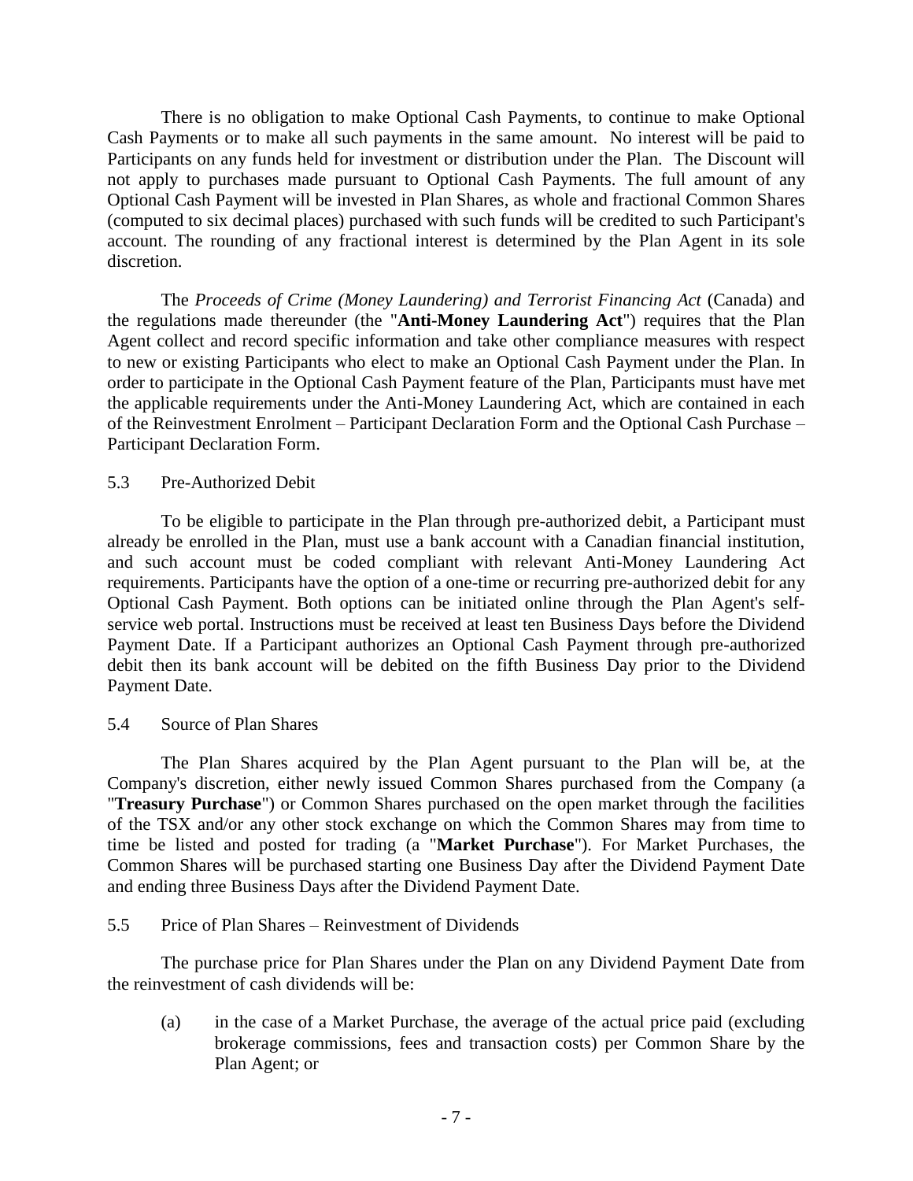There is no obligation to make Optional Cash Payments, to continue to make Optional Cash Payments or to make all such payments in the same amount. No interest will be paid to Participants on any funds held for investment or distribution under the Plan. The Discount will not apply to purchases made pursuant to Optional Cash Payments. The full amount of any Optional Cash Payment will be invested in Plan Shares, as whole and fractional Common Shares (computed to six decimal places) purchased with such funds will be credited to such Participant's account. The rounding of any fractional interest is determined by the Plan Agent in its sole discretion.

The *Proceeds of Crime (Money Laundering) and Terrorist Financing Act* (Canada) and the regulations made thereunder (the "**Anti-Money Laundering Act**") requires that the Plan Agent collect and record specific information and take other compliance measures with respect to new or existing Participants who elect to make an Optional Cash Payment under the Plan. In order to participate in the Optional Cash Payment feature of the Plan, Participants must have met the applicable requirements under the Anti-Money Laundering Act, which are contained in each of the Reinvestment Enrolment – Participant Declaration Form and the Optional Cash Purchase – Participant Declaration Form.

5.3 Pre-Authorized Debit

To be eligible to participate in the Plan through pre-authorized debit, a Participant must already be enrolled in the Plan, must use a bank account with a Canadian financial institution, and such account must be coded compliant with relevant Anti-Money Laundering Act requirements. Participants have the option of a one-time or recurring pre-authorized debit for any Optional Cash Payment. Both options can be initiated online through the Plan Agent's self-service web portal. Instructions must be received at least ten Business Days before the Dividend Payment Date. If a Participant authorizes an Optional Cash Payment through pre-authorized debit then its bank account will be debited on the fifth Business Day prior to the Dividend Payment Date.

5.4 Source of Plan Shares

The Plan Shares acquired by the Plan Agent pursuant to the Plan will be, at the Company's discretion, either newly issued Common Shares purchased from the Company (a "**Treasury Purchase**") or Common Shares purchased on the open market through the facilities of the TSX and/or any other stock exchange on which the Common Shares may from time to time be listed and posted for trading (a "**Market Purchase**"). For Market Purchases, the Common Shares will be purchased starting one Business Day after the Dividend Payment Date and ending three Business Days after the Dividend Payment Date.

5.5 Price of Plan Shares – Reinvestment of Dividends

The purchase price for Plan Shares under the Plan on any Dividend Payment Date from the reinvestment of cash dividends will be:

(a) in the case of a Market Purchase, the average of the actual price paid (excluding brokerage commissions, fees and transaction costs) per Common Share by the Plan Agent; or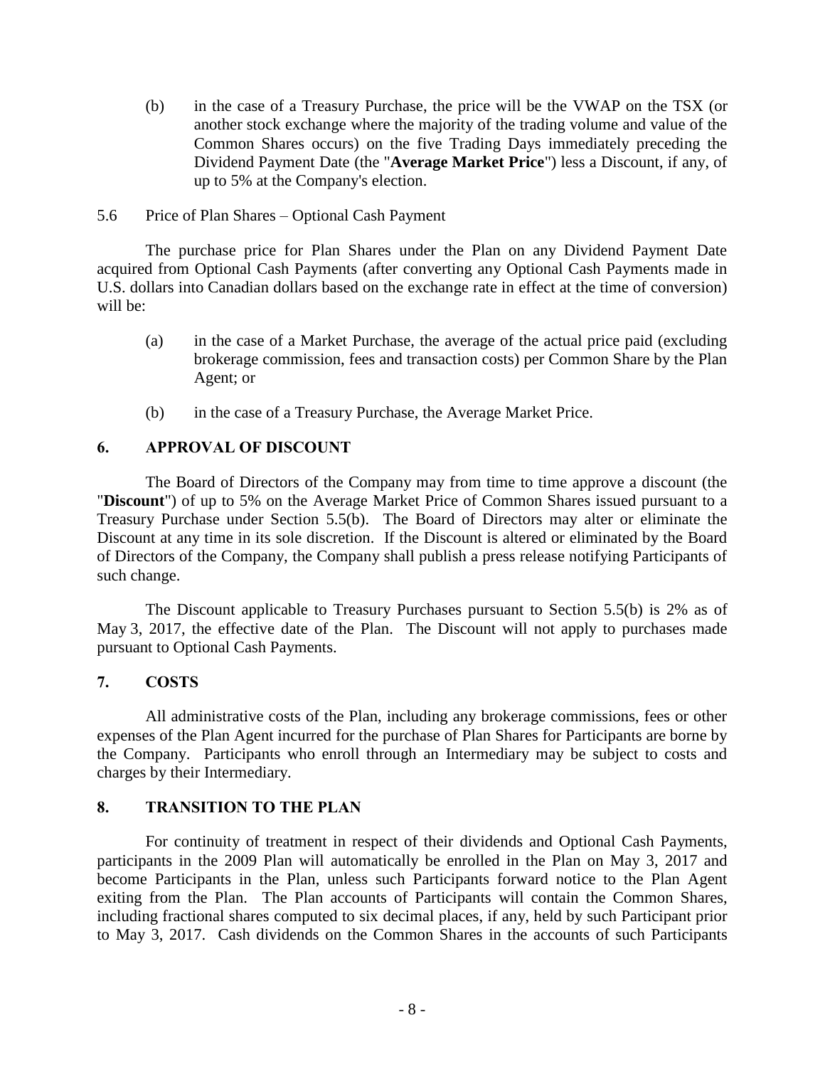(b) in the case of a Treasury Purchase, the price will be the VWAP on the TSX (or another stock exchange where the majority of the trading volume and value of the Common Shares occurs) on the five Trading Days immediately preceding the Dividend Payment Date (the "**Average Market Price**") less a Discount, if any, of up to 5% at the Company's election.

5.6 Price of Plan Shares – Optional Cash Payment

The purchase price for Plan Shares under the Plan on any Dividend Payment Date acquired from Optional Cash Payments (after converting any Optional Cash Payments made in U.S. dollars into Canadian dollars based on the exchange rate in effect at the time of conversion) will be:

(a) in the case of a Market Purchase, the average of the actual price paid (excluding brokerage commission, fees and transaction costs) per Common Share by the Plan Agent; or

(b) in the case of a Treasury Purchase, the Average Market Price.

## 6. APPROVAL OF DISCOUNT

The Board of Directors of the Company may from time to time approve a discount (the "**Discount**") of up to 5% on the Average Market Price of Common Shares issued pursuant to a Treasury Purchase under Section 5.5(b). The Board of Directors may alter or eliminate the Discount at any time in its sole discretion. If the Discount is altered or eliminated by the Board of Directors of the Company, the Company shall publish a press release notifying Participants of such change.

The Discount applicable to Treasury Purchases pursuant to Section 5.5(b) is 2% as of May 3, 2017, the effective date of the Plan. The Discount will not apply to purchases made pursuant to Optional Cash Payments.

## 7. COSTS

All administrative costs of the Plan, including any brokerage commissions, fees or other expenses of the Plan Agent incurred for the purchase of Plan Shares for Participants are borne by the Company. Participants who enroll through an Intermediary may be subject to costs and charges by their Intermediary.

## 8. TRANSITION TO THE PLAN

For continuity of treatment in respect of their dividends and Optional Cash Payments, participants in the 2009 Plan will automatically be enrolled in the Plan on May 3, 2017 and become Participants in the Plan, unless such Participants forward notice to the Plan Agent exiting from the Plan. The Plan accounts of Participants will contain the Common Shares, including fractional shares computed to six decimal places, if any, held by such Participant prior to May 3, 2017. Cash dividends on the Common Shares in the accounts of such Participants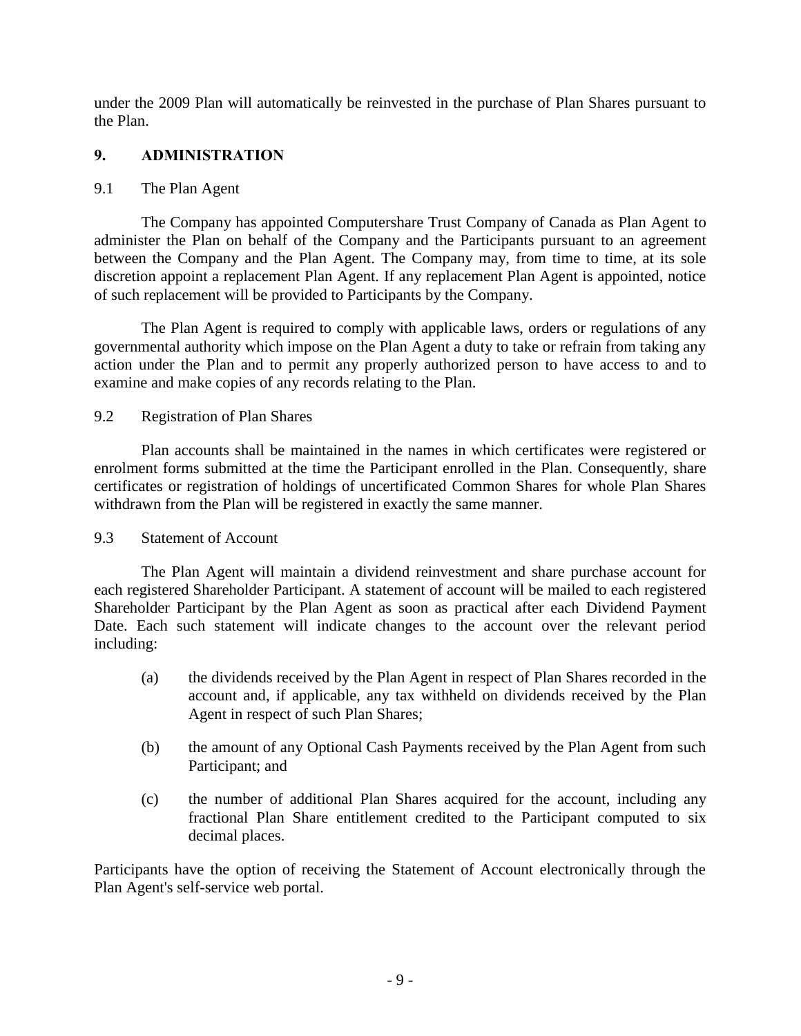under the 2009 Plan will automatically be reinvested in the purchase of Plan Shares pursuant to the Plan.

## 9. ADMINISTRATION

### 9.1 The Plan Agent

The Company has appointed Computershare Trust Company of Canada as Plan Agent to administer the Plan on behalf of the Company and the Participants pursuant to an agreement between the Company and the Plan Agent. The Company may, from time to time, at its sole discretion appoint a replacement Plan Agent. If any replacement Plan Agent is appointed, notice of such replacement will be provided to Participants by the Company.

The Plan Agent is required to comply with applicable laws, orders or regulations of any governmental authority which impose on the Plan Agent a duty to take or refrain from taking any action under the Plan and to permit any properly authorized person to have access to and to examine and make copies of any records relating to the Plan.

### 9.2 Registration of Plan Shares

Plan accounts shall be maintained in the names in which certificates were registered or enrolment forms submitted at the time the Participant enrolled in the Plan. Consequently, share certificates or registration of holdings of uncertificated Common Shares for whole Plan Shares withdrawn from the Plan will be registered in exactly the same manner.

### 9.3 Statement of Account

The Plan Agent will maintain a dividend reinvestment and share purchase account for each registered Shareholder Participant. A statement of account will be mailed to each registered Shareholder Participant by the Plan Agent as soon as practical after each Dividend Payment Date. Each such statement will indicate changes to the account over the relevant period including:

(a) the dividends received by the Plan Agent in respect of Plan Shares recorded in the account and, if applicable, any tax withheld on dividends received by the Plan Agent in respect of such Plan Shares;

(b) the amount of any Optional Cash Payments received by the Plan Agent from such Participant; and

(c) the number of additional Plan Shares acquired for the account, including any fractional Plan Share entitlement credited to the Participant computed to six decimal places.

Participants have the option of receiving the Statement of Account electronically through the Plan Agent's self-service web portal.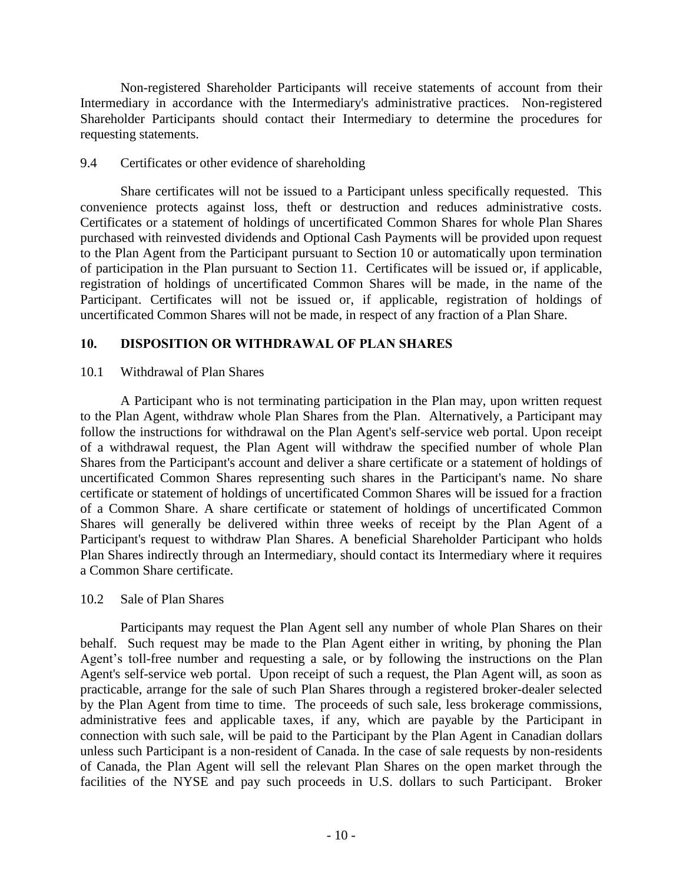Non-registered Shareholder Participants will receive statements of account from their Intermediary in accordance with the Intermediary's administrative practices. Non-registered Shareholder Participants should contact their Intermediary to determine the procedures for requesting statements.

### 9.4 Certificates or other evidence of shareholding

Share certificates will not be issued to a Participant unless specifically requested. This convenience protects against loss, theft or destruction and reduces administrative costs. Certificates or a statement of holdings of uncertificated Common Shares for whole Plan Shares purchased with reinvested dividends and Optional Cash Payments will be provided upon request to the Plan Agent from the Participant pursuant to Section 10 or automatically upon termination of participation in the Plan pursuant to Section 11. Certificates will be issued or, if applicable, registration of holdings of uncertificated Common Shares will be made, in the name of the Participant. Certificates will not be issued or, if applicable, registration of holdings of uncertificated Common Shares will not be made, in respect of any fraction of a Plan Share.

## 10. DISPOSITION OR WITHDRAWAL OF PLAN SHARES

### 10.1 Withdrawal of Plan Shares

A Participant who is not terminating participation in the Plan may, upon written request to the Plan Agent, withdraw whole Plan Shares from the Plan. Alternatively, a Participant may follow the instructions for withdrawal on the Plan Agent's self-service web portal. Upon receipt of a withdrawal request, the Plan Agent will withdraw the specified number of whole Plan Shares from the Participant's account and deliver a share certificate or a statement of holdings of uncertificated Common Shares representing such shares in the Participant's name. No share certificate or statement of holdings of uncertificated Common Shares will be issued for a fraction of a Common Share. A share certificate or statement of holdings of uncertificated Common Shares will generally be delivered within three weeks of receipt by the Plan Agent of a Participant's request to withdraw Plan Shares. A beneficial Shareholder Participant who holds Plan Shares indirectly through an Intermediary, should contact its Intermediary where it requires a Common Share certificate.

### 10.2 Sale of Plan Shares

Participants may request the Plan Agent sell any number of whole Plan Shares on their behalf. Such request may be made to the Plan Agent either in writing, by phoning the Plan Agent's toll-free number and requesting a sale, or by following the instructions on the Plan Agent's self-service web portal. Upon receipt of such a request, the Plan Agent will, as soon as practicable, arrange for the sale of such Plan Shares through a registered broker-dealer selected by the Plan Agent from time to time. The proceeds of such sale, less brokerage commissions, administrative fees and applicable taxes, if any, which are payable by the Participant in connection with such sale, will be paid to the Participant by the Plan Agent in Canadian dollars unless such Participant is a non-resident of Canada. In the case of sale requests by non-residents of Canada, the Plan Agent will sell the relevant Plan Shares on the open market through the facilities of the NYSE and pay such proceeds in U.S. dollars to such Participant. Broker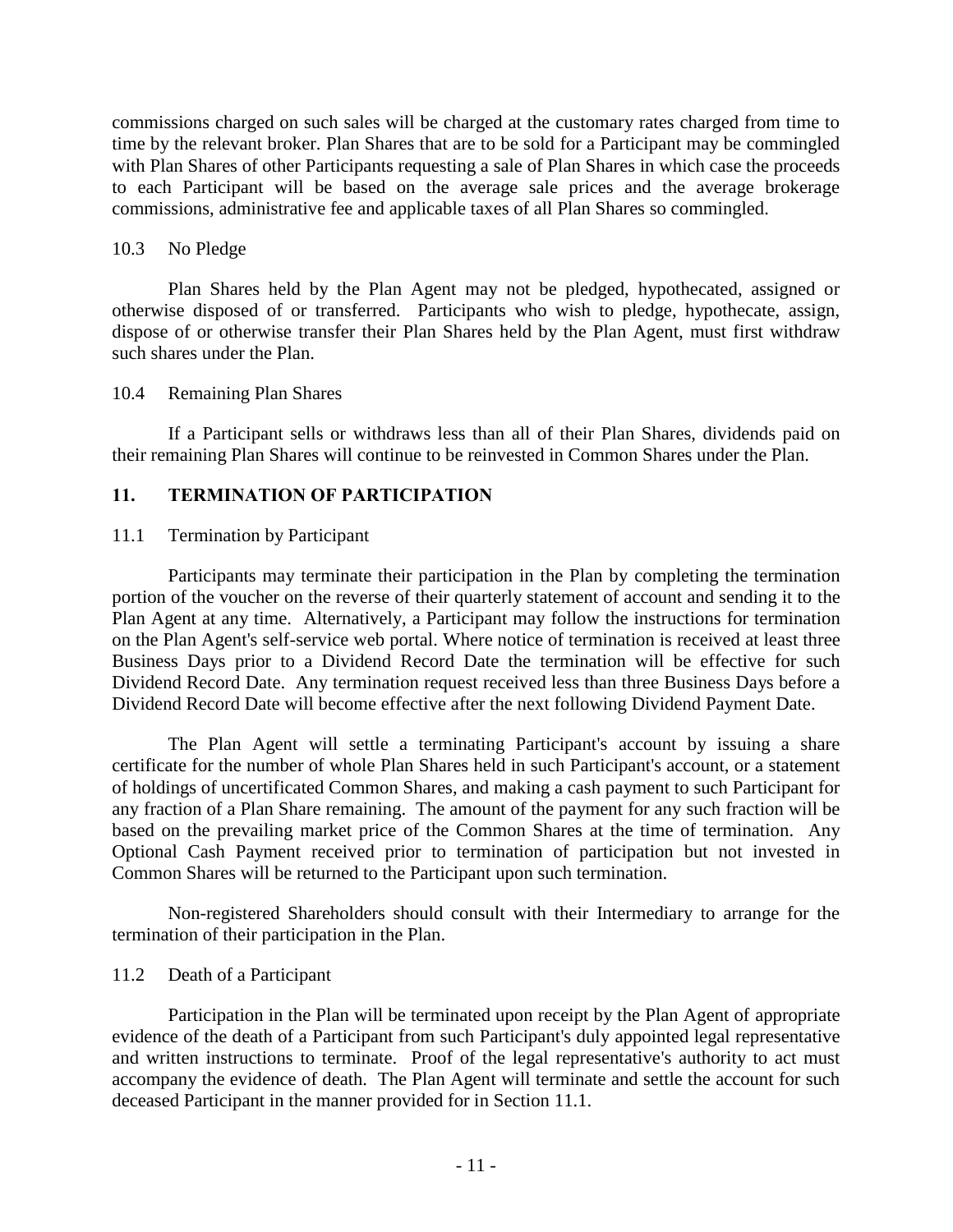commissions charged on such sales will be charged at the customary rates charged from time to time by the relevant broker. Plan Shares that are to be sold for a Participant may be commingled with Plan Shares of other Participants requesting a sale of Plan Shares in which case the proceeds to each Participant will be based on the average sale prices and the average brokerage commissions, administrative fee and applicable taxes of all Plan Shares so commingled.

### 10.3 No Pledge

Plan Shares held by the Plan Agent may not be pledged, hypothecated, assigned or otherwise disposed of or transferred. Participants who wish to pledge, hypothecate, assign, dispose of or otherwise transfer their Plan Shares held by the Plan Agent, must first withdraw such shares under the Plan.

### 10.4 Remaining Plan Shares

If a Participant sells or withdraws less than all of their Plan Shares, dividends paid on their remaining Plan Shares will continue to be reinvested in Common Shares under the Plan.

## 11. TERMINATION OF PARTICIPATION

### 11.1 Termination by Participant

Participants may terminate their participation in the Plan by completing the termination portion of the voucher on the reverse of their quarterly statement of account and sending it to the Plan Agent at any time. Alternatively, a Participant may follow the instructions for termination on the Plan Agent's self-service web portal. Where notice of termination is received at least three Business Days prior to a Dividend Record Date the termination will be effective for such Dividend Record Date. Any termination request received less than three Business Days before a Dividend Record Date will become effective after the next following Dividend Payment Date.

The Plan Agent will settle a terminating Participant's account by issuing a share certificate for the number of whole Plan Shares held in such Participant's account, or a statement of holdings of uncertificated Common Shares, and making a cash payment to such Participant for any fraction of a Plan Share remaining. The amount of the payment for any such fraction will be based on the prevailing market price of the Common Shares at the time of termination. Any Optional Cash Payment received prior to termination of participation but not invested in Common Shares will be returned to the Participant upon such termination.

Non-registered Shareholders should consult with their Intermediary to arrange for the termination of their participation in the Plan.

### 11.2 Death of a Participant

Participation in the Plan will be terminated upon receipt by the Plan Agent of appropriate evidence of the death of a Participant from such Participant's duly appointed legal representative and written instructions to terminate. Proof of the legal representative's authority to act must accompany the evidence of death. The Plan Agent will terminate and settle the account for such deceased Participant in the manner provided for in Section 11.1.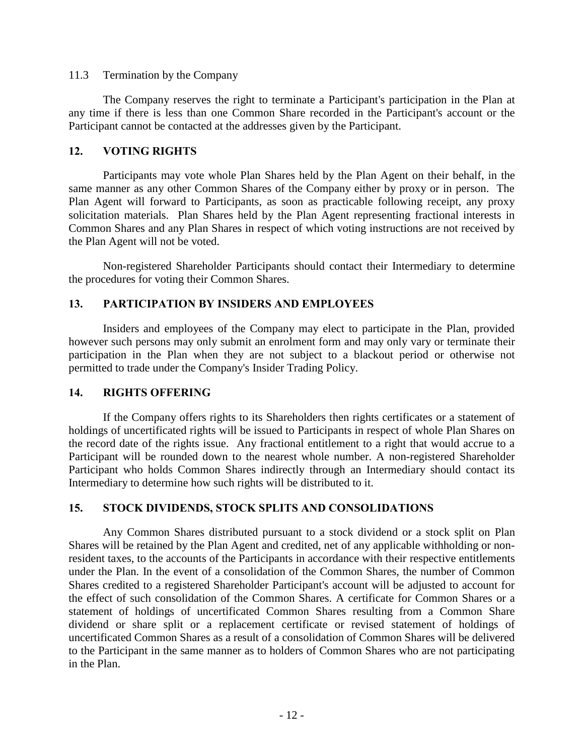11.3 Termination by the Company

The Company reserves the right to terminate a Participant's participation in the Plan at any time if there is less than one Common Share recorded in the Participant's account or the Participant cannot be contacted at the addresses given by the Participant.

## 12. VOTING RIGHTS

Participants may vote whole Plan Shares held by the Plan Agent on their behalf, in the same manner as any other Common Shares of the Company either by proxy or in person. The Plan Agent will forward to Participants, as soon as practicable following receipt, any proxy solicitation materials. Plan Shares held by the Plan Agent representing fractional interests in Common Shares and any Plan Shares in respect of which voting instructions are not received by the Plan Agent will not be voted.

Non-registered Shareholder Participants should contact their Intermediary to determine the procedures for voting their Common Shares.

## 13. PARTICIPATION BY INSIDERS AND EMPLOYEES

Insiders and employees of the Company may elect to participate in the Plan, provided however such persons may only submit an enrolment form and may only vary or terminate their participation in the Plan when they are not subject to a blackout period or otherwise not permitted to trade under the Company's Insider Trading Policy.

## 14. RIGHTS OFFERING

If the Company offers rights to its Shareholders then rights certificates or a statement of holdings of uncertificated rights will be issued to Participants in respect of whole Plan Shares on the record date of the rights issue. Any fractional entitlement to a right that would accrue to a Participant will be rounded down to the nearest whole number. A non-registered Shareholder Participant who holds Common Shares indirectly through an Intermediary should contact its Intermediary to determine how such rights will be distributed to it.

## 15. STOCK DIVIDENDS, STOCK SPLITS AND CONSOLIDATIONS

Any Common Shares distributed pursuant to a stock dividend or a stock split on Plan Shares will be retained by the Plan Agent and credited, net of any applicable withholding or non-resident taxes, to the accounts of the Participants in accordance with their respective entitlements under the Plan. In the event of a consolidation of the Common Shares, the number of Common Shares credited to a registered Shareholder Participant's account will be adjusted to account for the effect of such consolidation of the Common Shares. A certificate for Common Shares or a statement of holdings of uncertificated Common Shares resulting from a Common Share dividend or share split or a replacement certificate or revised statement of holdings of uncertificated Common Shares as a result of a consolidation of Common Shares will be delivered to the Participant in the same manner as to holders of Common Shares who are not participating in the Plan.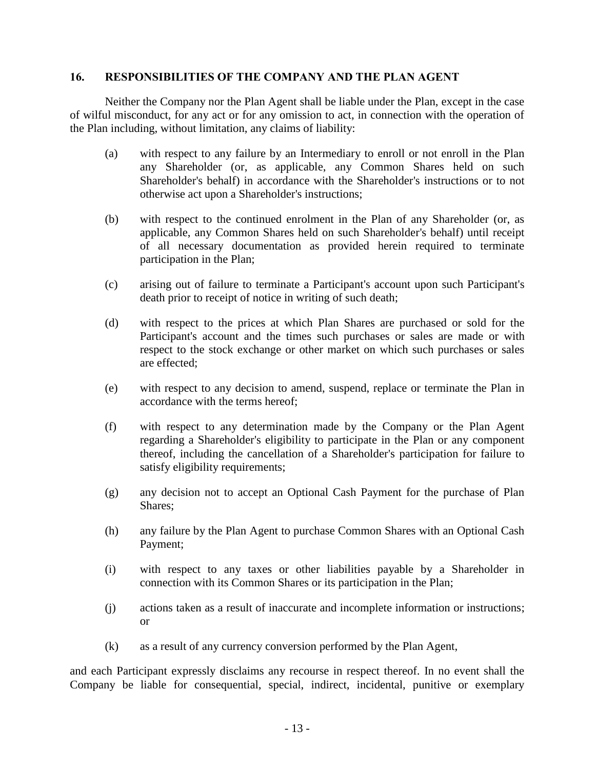## 16. RESPONSIBILITIES OF THE COMPANY AND THE PLAN AGENT

Neither the Company nor the Plan Agent shall be liable under the Plan, except in the case of wilful misconduct, for any act or for any omission to act, in connection with the operation of the Plan including, without limitation, any claims of liability:

(a) with respect to any failure by an Intermediary to enroll or not enroll in the Plan any Shareholder (or, as applicable, any Common Shares held on such Shareholder's behalf) in accordance with the Shareholder's instructions or to not otherwise act upon a Shareholder's instructions;

(b) with respect to the continued enrolment in the Plan of any Shareholder (or, as applicable, any Common Shares held on such Shareholder's behalf) until receipt of all necessary documentation as provided herein required to terminate participation in the Plan;

(c) arising out of failure to terminate a Participant's account upon such Participant's death prior to receipt of notice in writing of such death;

(d) with respect to the prices at which Plan Shares are purchased or sold for the Participant's account and the times such purchases or sales are made or with respect to the stock exchange or other market on which such purchases or sales are effected;

(e) with respect to any decision to amend, suspend, replace or terminate the Plan in accordance with the terms hereof;

(f) with respect to any determination made by the Company or the Plan Agent regarding a Shareholder's eligibility to participate in the Plan or any component thereof, including the cancellation of a Shareholder's participation for failure to satisfy eligibility requirements;

(g) any decision not to accept an Optional Cash Payment for the purchase of Plan Shares;

(h) any failure by the Plan Agent to purchase Common Shares with an Optional Cash Payment;

(i) with respect to any taxes or other liabilities payable by a Shareholder in connection with its Common Shares or its participation in the Plan;

(j) actions taken as a result of inaccurate and incomplete information or instructions; or

(k) as a result of any currency conversion performed by the Plan Agent,

and each Participant expressly disclaims any recourse in respect thereof. In no event shall the Company be liable for consequential, special, indirect, incidental, punitive or exemplary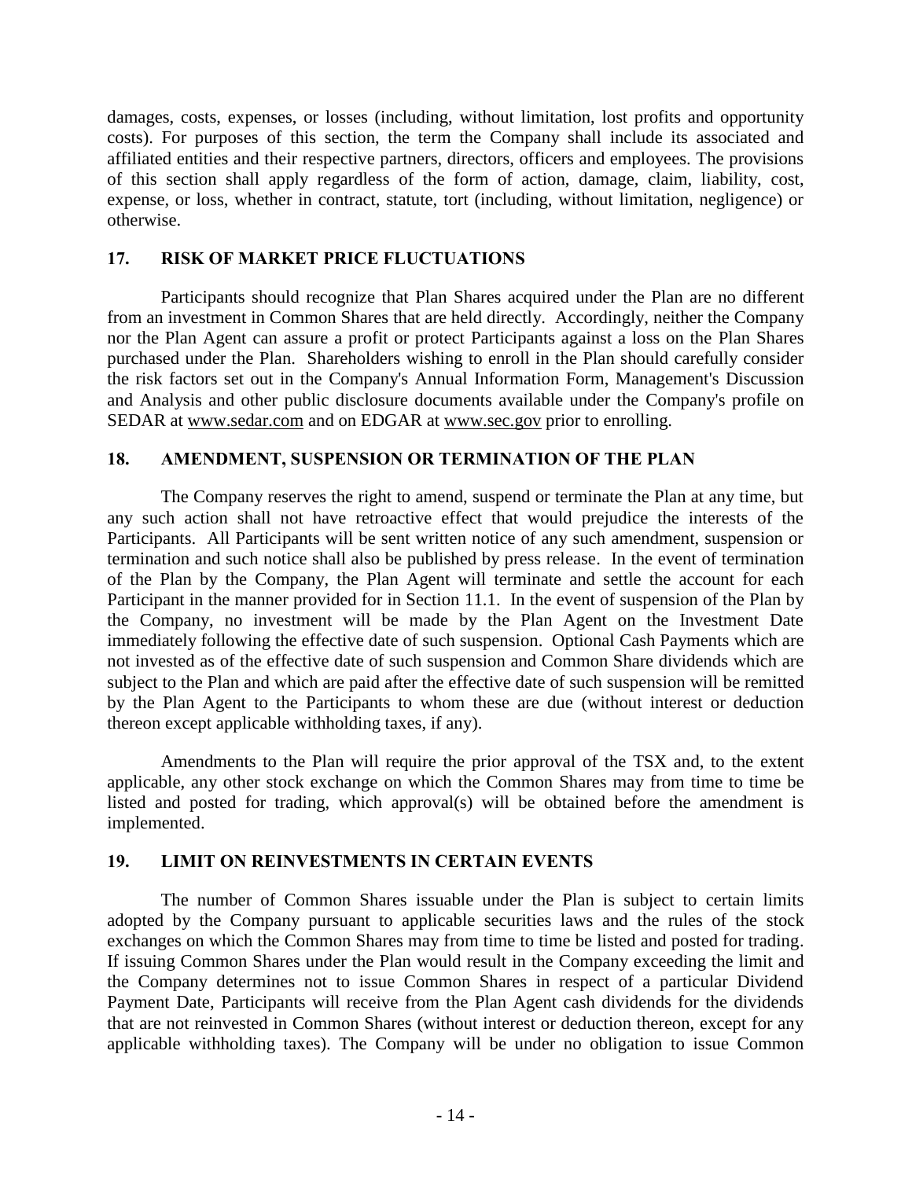damages, costs, expenses, or losses (including, without limitation, lost profits and opportunity costs). For purposes of this section, the term the Company shall include its associated and affiliated entities and their respective partners, directors, officers and employees. The provisions of this section shall apply regardless of the form of action, damage, claim, liability, cost, expense, or loss, whether in contract, statute, tort (including, without limitation, negligence) or otherwise.

## 17. RISK OF MARKET PRICE FLUCTUATIONS

Participants should recognize that Plan Shares acquired under the Plan are no different from an investment in Common Shares that are held directly. Accordingly, neither the Company nor the Plan Agent can assure a profit or protect Participants against a loss on the Plan Shares purchased under the Plan. Shareholders wishing to enroll in the Plan should carefully consider the risk factors set out in the Company's Annual Information Form, Management's Discussion and Analysis and other public disclosure documents available under the Company's profile on SEDAR at www.sedar.com and on EDGAR at www.sec.gov prior to enrolling.

## 18. AMENDMENT, SUSPENSION OR TERMINATION OF THE PLAN

The Company reserves the right to amend, suspend or terminate the Plan at any time, but any such action shall not have retroactive effect that would prejudice the interests of the Participants. All Participants will be sent written notice of any such amendment, suspension or termination and such notice shall also be published by press release. In the event of termination of the Plan by the Company, the Plan Agent will terminate and settle the account for each Participant in the manner provided for in Section 11.1. In the event of suspension of the Plan by the Company, no investment will be made by the Plan Agent on the Investment Date immediately following the effective date of such suspension. Optional Cash Payments which are not invested as of the effective date of such suspension and Common Share dividends which are subject to the Plan and which are paid after the effective date of such suspension will be remitted by the Plan Agent to the Participants to whom these are due (without interest or deduction thereon except applicable withholding taxes, if any).

Amendments to the Plan will require the prior approval of the TSX and, to the extent applicable, any other stock exchange on which the Common Shares may from time to time be listed and posted for trading, which approval(s) will be obtained before the amendment is implemented.

## 19. LIMIT ON REINVESTMENTS IN CERTAIN EVENTS

The number of Common Shares issuable under the Plan is subject to certain limits adopted by the Company pursuant to applicable securities laws and the rules of the stock exchanges on which the Common Shares may from time to time be listed and posted for trading. If issuing Common Shares under the Plan would result in the Company exceeding the limit and the Company determines not to issue Common Shares in respect of a particular Dividend Payment Date, Participants will receive from the Plan Agent cash dividends for the dividends that are not reinvested in Common Shares (without interest or deduction thereon, except for any applicable withholding taxes). The Company will be under no obligation to issue Common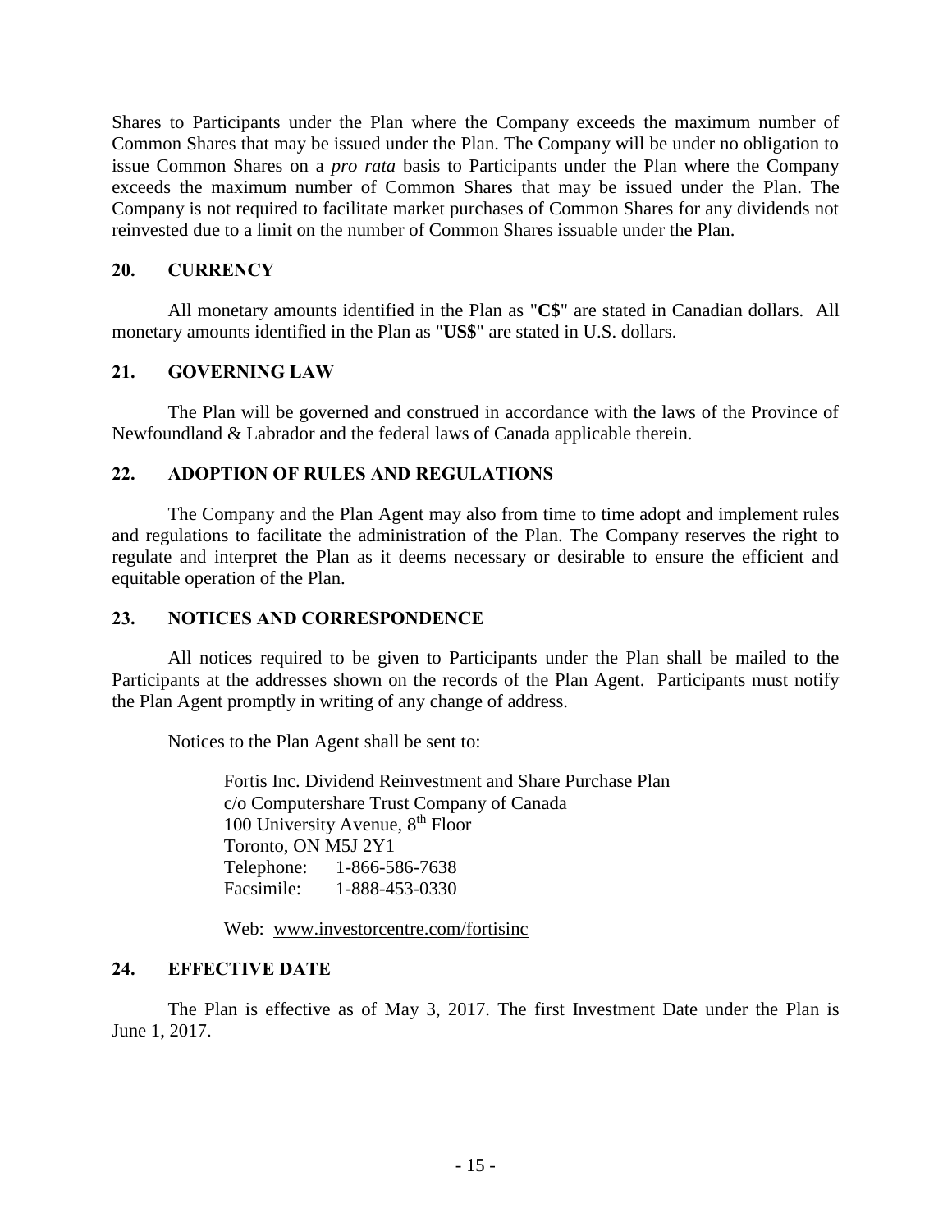Shares to Participants under the Plan where the Company exceeds the maximum number of Common Shares that may be issued under the Plan. The Company will be under no obligation to issue Common Shares on a *pro rata* basis to Participants under the Plan where the Company exceeds the maximum number of Common Shares that may be issued under the Plan. The Company is not required to facilitate market purchases of Common Shares for any dividends not reinvested due to a limit on the number of Common Shares issuable under the Plan.

## 20. CURRENCY

All monetary amounts identified in the Plan as "**C$**" are stated in Canadian dollars. All monetary amounts identified in the Plan as "**US$**" are stated in U.S. dollars.

## 21. GOVERNING LAW

The Plan will be governed and construed in accordance with the laws of the Province of Newfoundland & Labrador and the federal laws of Canada applicable therein.

## 22. ADOPTION OF RULES AND REGULATIONS

The Company and the Plan Agent may also from time to time adopt and implement rules and regulations to facilitate the administration of the Plan. The Company reserves the right to regulate and interpret the Plan as it deems necessary or desirable to ensure the efficient and equitable operation of the Plan.

## 23. NOTICES AND CORRESPONDENCE

All notices required to be given to Participants under the Plan shall be mailed to the Participants at the addresses shown on the records of the Plan Agent. Participants must notify the Plan Agent promptly in writing of any change of address.

Notices to the Plan Agent shall be sent to:

Fortis Inc. Dividend Reinvestment and Share Purchase Plan
c/o Computershare Trust Company of Canada
100 University Avenue, 8th Floor
Toronto, ON M5J 2Y1
Telephone: 1-866-586-7638
Facsimile: 1-888-453-0330

Web: www.investorcentre.com/fortisinc

## 24. EFFECTIVE DATE

The Plan is effective as of May 3, 2017. The first Investment Date under the Plan is June 1, 2017.